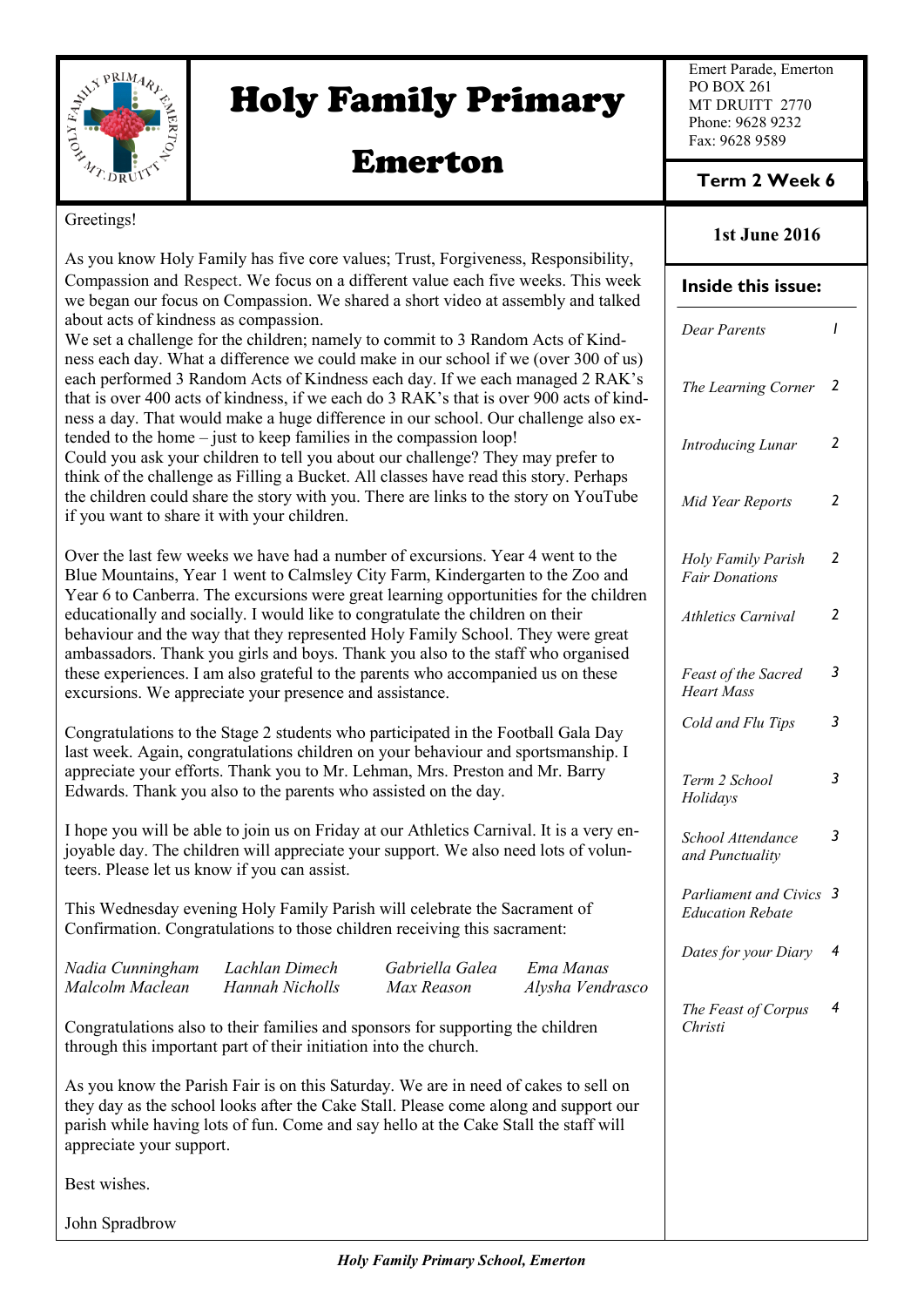# Holy Family Primary

# Emerton

Emert Parade, Emerton
PO BOX 261
MT DRUITT 2770
Phone: 9628 9232
Fax: 9628 9589

**Term 2 Week 6**

**1st June 2016**

## Inside this issue:

| | |
|---|---|
| *Dear Parents* | 1 |
| *The Learning Corner* | 2 |
| *Introducing Lunar* | 2 |
| *Mid Year Reports* | 2 |
| *Holy Family Parish Fair Donations* | 2 |
| *Athletics Carnival* | 2 |
| *Feast of the Sacred Heart Mass* | 3 |
| *Cold and Flu Tips* | 3 |
| *Term 2 School Holidays* | 3 |
| *School Attendance and Punctuality* | 3 |
| *Parliament and Civics Education Rebate* | 3 |
| *Dates for your Diary* | 4 |
| *The Feast of Corpus Christi* | 4 |

Greetings!

As you know Holy Family has five core values; Trust, Forgiveness, Responsibility, Compassion and Respect. We focus on a different value each five weeks. This week we began our focus on Compassion. We shared a short video at assembly and talked about acts of kindness as compassion.
We set a challenge for the children; namely to commit to 3 Random Acts of Kindness each day. What a difference we could make in our school if we (over 300 of us) each performed 3 Random Acts of Kindness each day. If we each managed 2 RAK's that is over 400 acts of kindness, if we each do 3 RAK's that is over 900 acts of kindness a day. That would make a huge difference in our school. Our challenge also extended to the home – just to keep families in the compassion loop!
Could you ask your children to tell you about our challenge? They may prefer to think of the challenge as Filling a Bucket. All classes have read this story. Perhaps the children could share the story with you. There are links to the story on YouTube if you want to share it with your children.

Over the last few weeks we have had a number of excursions. Year 4 went to the Blue Mountains, Year 1 went to Calmsley City Farm, Kindergarten to the Zoo and Year 6 to Canberra. The excursions were great learning opportunities for the children educationally and socially. I would like to congratulate the children on their behaviour and the way that they represented Holy Family School. They were great ambassadors. Thank you girls and boys. Thank you also to the staff who organised these experiences. I am also grateful to the parents who accompanied us on these excursions. We appreciate your presence and assistance.

Congratulations to the Stage 2 students who participated in the Football Gala Day last week. Again, congratulations children on your behaviour and sportsmanship. I appreciate your efforts. Thank you to Mr. Lehman, Mrs. Preston and Mr. Barry Edwards. Thank you also to the parents who assisted on the day.

I hope you will be able to join us on Friday at our Athletics Carnival. It is a very enjoyable day. The children will appreciate your support. We also need lots of volunteers. Please let us know if you can assist.

This Wednesday evening Holy Family Parish will celebrate the Sacrament of Confirmation. Congratulations to those children receiving this sacrament:

| | | | |
|---|---|---|---|
| *Nadia Cunningham* | *Lachlan Dimech* | *Gabriella Galea* | *Ema Manas* |
| *Malcolm Maclean* | *Hannah Nicholls* | *Max Reason* | *Alysha Vendrasco* |

Congratulations also to their families and sponsors for supporting the children through this important part of their initiation into the church.

As you know the Parish Fair is on this Saturday. We are in need of cakes to sell on they day as the school looks after the Cake Stall. Please come along and support our parish while having lots of fun. Come and say hello at the Cake Stall the staff will appreciate your support.

Best wishes.

John Spradbrow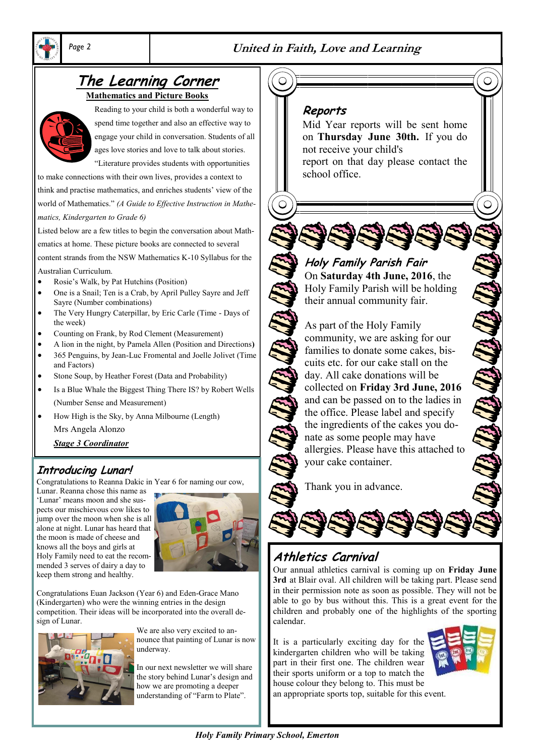## The Learning Corner

**Mathematics and Picture Books**

Reading to your child is both a wonderful way to spend time together and also an effective way to engage your child in conversation. Students of all ages love stories and love to talk about stories. "Literature provides students with opportunities to make connections with their own lives, provides a context to think and practise mathematics, and enriches students' view of the world of Mathematics." *(A Guide to Effective Instruction in Mathematics, Kindergarten to Grade 6)*

Listed below are a few titles to begin the conversation about Mathematics at home. These picture books are connected to several content strands from the NSW Mathematics K-10 Syllabus for the Australian Curriculum.

- Rosie's Walk, by Pat Hutchins (Position)
- One is a Snail; Ten is a Crab, by April Pulley Sayre and Jeff Sayre (Number combinations)
- The Very Hungry Caterpillar, by Eric Carle (Time - Days of the week)
- Counting on Frank, by Rod Clement (Measurement)
- A lion in the night, by Pamela Allen (Position and Directions)
- 365 Penguins, by Jean-Luc Fromental and Joelle Jolivet (Time and Factors)
- Stone Soup, by Heather Forest (Data and Probability)
- Is a Blue Whale the Biggest Thing There IS? by Robert Wells (Number Sense and Measurement)
- How High is the Sky, by Anna Milbourne (Length)

Mrs Angela Alonzo

***Stage 3 Coordinator***

## Introducing Lunar!

Congratulations to Reanna Dakic in Year 6 for naming our cow, Lunar. Reanna chose this name as 'Lunar' means moon and she suspects our mischievous cow likes to jump over the moon when she is all alone at night. Lunar has heard that the moon is made of cheese and knows all the boys and girls at Holy Family need to eat the recommended 3 serves of dairy a day to keep them strong and healthy.

Congratulations Euan Jackson (Year 6) and Eden-Grace Mano (Kindergarten) who were the winning entries in the design competition. Their ideas will be incorporated into the overall design of Lunar.

We are also very excited to announce that painting of Lunar is now underway.

In our next newsletter we will share the story behind Lunar's design and how we are promoting a deeper understanding of "Farm to Plate".

## Reports

Mid Year reports will be sent home on **Thursday June 30th.** If you do not receive your child's report on that day please contact the school office.

## Holy Family Parish Fair

On **Saturday 4th June, 2016**, the Holy Family Parish will be holding their annual community fair.

As part of the Holy Family community, we are asking for our families to donate some cakes, biscuits etc. for our cake stall on the day. All cake donations will be collected on **Friday 3rd June, 2016** and can be passed on to the ladies in the office. Please label and specify the ingredients of the cakes you donate as some people may have allergies. Please have this attached to your cake container.

Thank you in advance.

## Athletics Carnival

Our annual athletics carnival is coming up on **Friday June 3rd** at Blair oval. All children will be taking part. Please send in their permission note as soon as possible. They will not be able to go by bus without this. This is a great event for the children and probably one of the highlights of the sporting calendar.

It is a particularly exciting day for the kindergarten children who will be taking part in their first one. The children wear their sports uniform or a top to match the house colour they belong to. This must be an appropriate sports top, suitable for this event.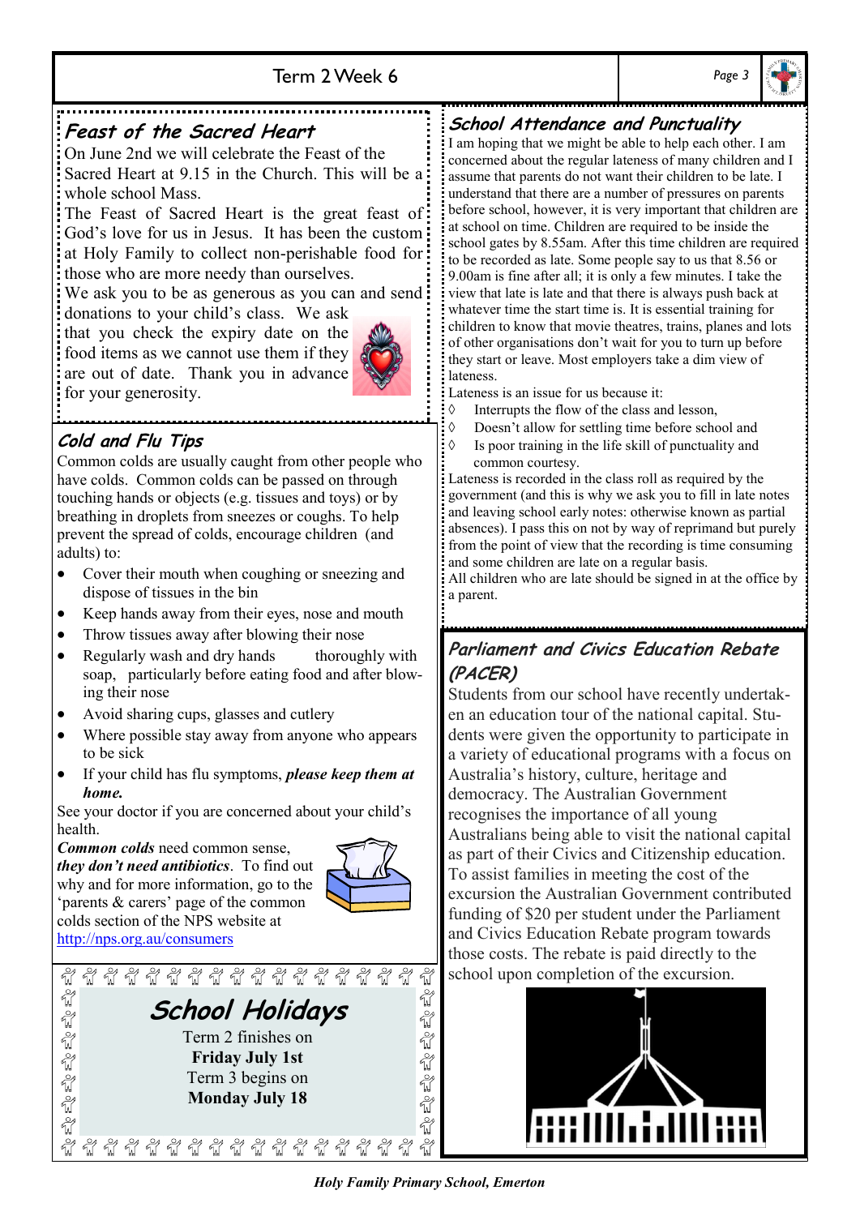## Feast of the Sacred Heart

On June 2nd we will celebrate the Feast of the Sacred Heart at 9.15 in the Church. This will be a whole school Mass.

The Feast of Sacred Heart is the great feast of God's love for us in Jesus. It has been the custom at Holy Family to collect non-perishable food for those who are more needy than ourselves.

We ask you to be as generous as you can and send donations to your child's class. We ask that you check the expiry date on the food items as we cannot use them if they are out of date. Thank you in advance for your generosity.

## Cold and Flu Tips

Common colds are usually caught from other people who have colds. Common colds can be passed on through touching hands or objects (e.g. tissues and toys) or by breathing in droplets from sneezes or coughs. To help prevent the spread of colds, encourage children (and adults) to:

- Cover their mouth when coughing or sneezing and dispose of tissues in the bin
- Keep hands away from their eyes, nose and mouth
- Throw tissues away after blowing their nose
- Regularly wash and dry hands thoroughly with soap, particularly before eating food and after blowing their nose
- Avoid sharing cups, glasses and cutlery
- Where possible stay away from anyone who appears to be sick
- If your child has flu symptoms, ***please keep them at home.***

See your doctor if you are concerned about your child's health.

***Common colds*** need common sense, ***they don't need antibiotics***. To find out why and for more information, go to the 'parents & carers' page of the common colds section of the NPS website at http://nps.org.au/consumers

## School Holidays

Term 2 finishes on
**Friday July 1st**
Term 3 begins on
**Monday July 18**

## School Attendance and Punctuality

I am hoping that we might be able to help each other. I am concerned about the regular lateness of many children and I assume that parents do not want their children to be late. I understand that there are a number of pressures on parents before school, however, it is very important that children are at school on time. Children are required to be inside the school gates by 8.55am. After this time children are required to be recorded as late. Some people say to us that 8.56 or 9.00am is fine after all; it is only a few minutes. I take the view that late is late and that there is always push back at whatever time the start time is. It is essential training for children to know that movie theatres, trains, planes and lots of other organisations don't wait for you to turn up before they start or leave. Most employers take a dim view of lateness.

Lateness is an issue for us because it:

- Interrupts the flow of the class and lesson,
- Doesn't allow for settling time before school and
- Is poor training in the life skill of punctuality and common courtesy.

Lateness is recorded in the class roll as required by the government (and this is why we ask you to fill in late notes and leaving school early notes: otherwise known as partial absences). I pass this on not by way of reprimand but purely from the point of view that the recording is time consuming and some children are late on a regular basis.

All children who are late should be signed in at the office by a parent.

## Parliament and Civics Education Rebate (PACER)

Students from our school have recently undertaken an education tour of the national capital. Students were given the opportunity to participate in a variety of educational programs with a focus on Australia's history, culture, heritage and democracy. The Australian Government recognises the importance of all young Australians being able to visit the national capital as part of their Civics and Citizenship education. To assist families in meeting the cost of the excursion the Australian Government contributed funding of $20 per student under the Parliament and Civics Education Rebate program towards those costs. The rebate is paid directly to the school upon completion of the excursion.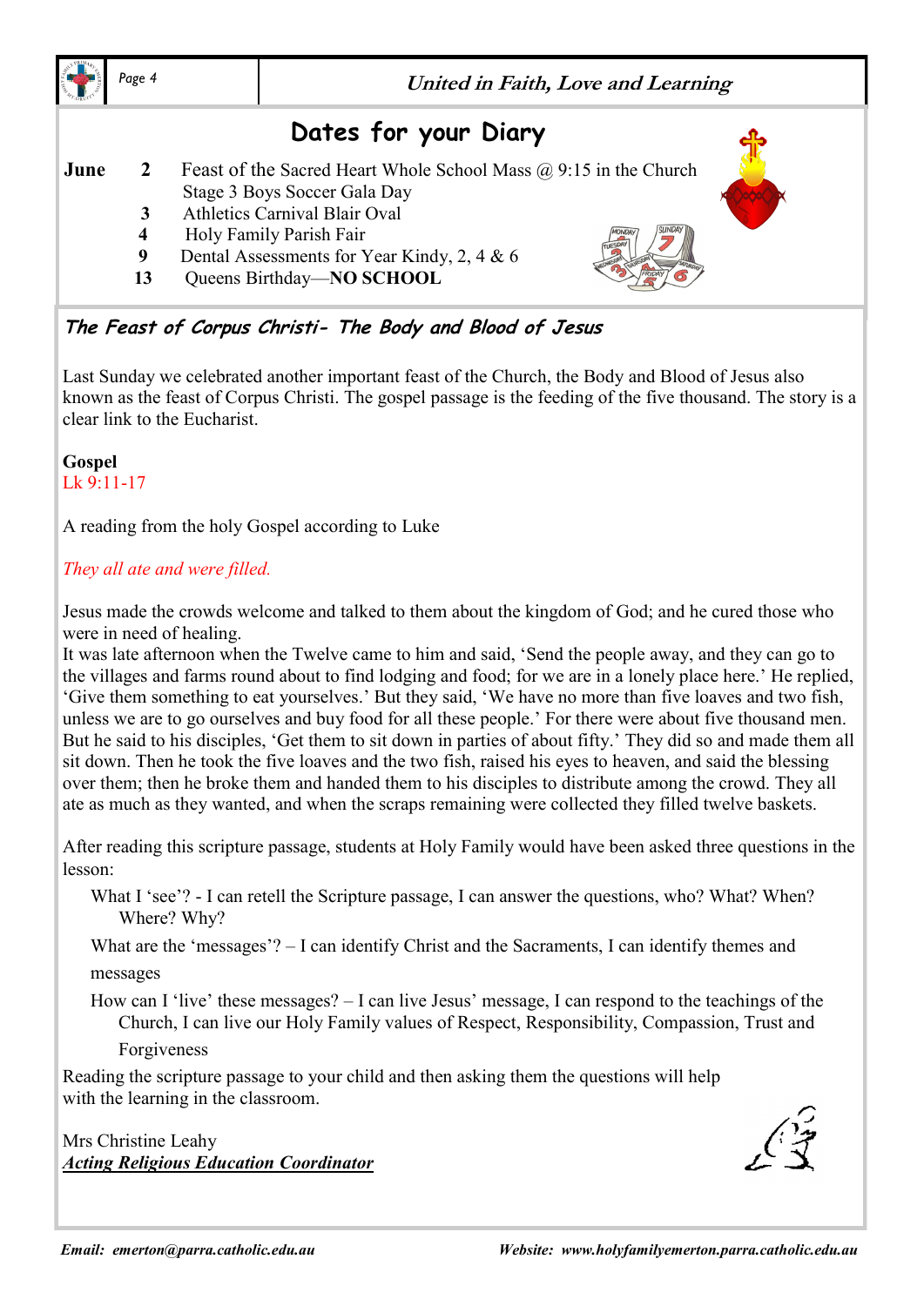## Dates for your Diary

| | | |
|---|---|---|
| **June** | **2** | Feast of the Sacred Heart Whole School Mass @ 9:15 in the Church |
| | | Stage 3 Boys Soccer Gala Day |
| | **3** | Athletics Carnival Blair Oval |
| | **4** | Holy Family Parish Fair |
| | **9** | Dental Assessments for Year Kindy, 2, 4 & 6 |
| | **13** | Queens Birthday—**NO SCHOOL** |

## *The Feast of Corpus Christi- The Body and Blood of Jesus*

Last Sunday we celebrated another important feast of the Church, the Body and Blood of Jesus also known as the feast of Corpus Christi. The gospel passage is the feeding of the five thousand. The story is a clear link to the Eucharist.

**Gospel**
Lk 9:11-17

A reading from the holy Gospel according to Luke

*They all ate and were filled.*

Jesus made the crowds welcome and talked to them about the kingdom of God; and he cured those who were in need of healing.
It was late afternoon when the Twelve came to him and said, 'Send the people away, and they can go to the villages and farms round about to find lodging and food; for we are in a lonely place here.' He replied, 'Give them something to eat yourselves.' But they said, 'We have no more than five loaves and two fish, unless we are to go ourselves and buy food for all these people.' For there were about five thousand men. But he said to his disciples, 'Get them to sit down in parties of about fifty.' They did so and made them all sit down. Then he took the five loaves and the two fish, raised his eyes to heaven, and said the blessing over them; then he broke them and handed them to his disciples to distribute among the crowd. They all ate as much as they wanted, and when the scraps remaining were collected they filled twelve baskets.

After reading this scripture passage, students at Holy Family would have been asked three questions in the lesson:

- What I 'see'? - I can retell the Scripture passage, I can answer the questions, who? What? When? Where? Why?
- What are the 'messages'? – I can identify Christ and the Sacraments, I can identify themes and messages
- How can I 'live' these messages? – I can live Jesus' message, I can respond to the teachings of the Church, I can live our Holy Family values of Respect, Responsibility, Compassion, Trust and Forgiveness

Reading the scripture passage to your child and then asking them the questions will help with the learning in the classroom.

Mrs Christine Leahy
***Acting Religious Education Coordinator***